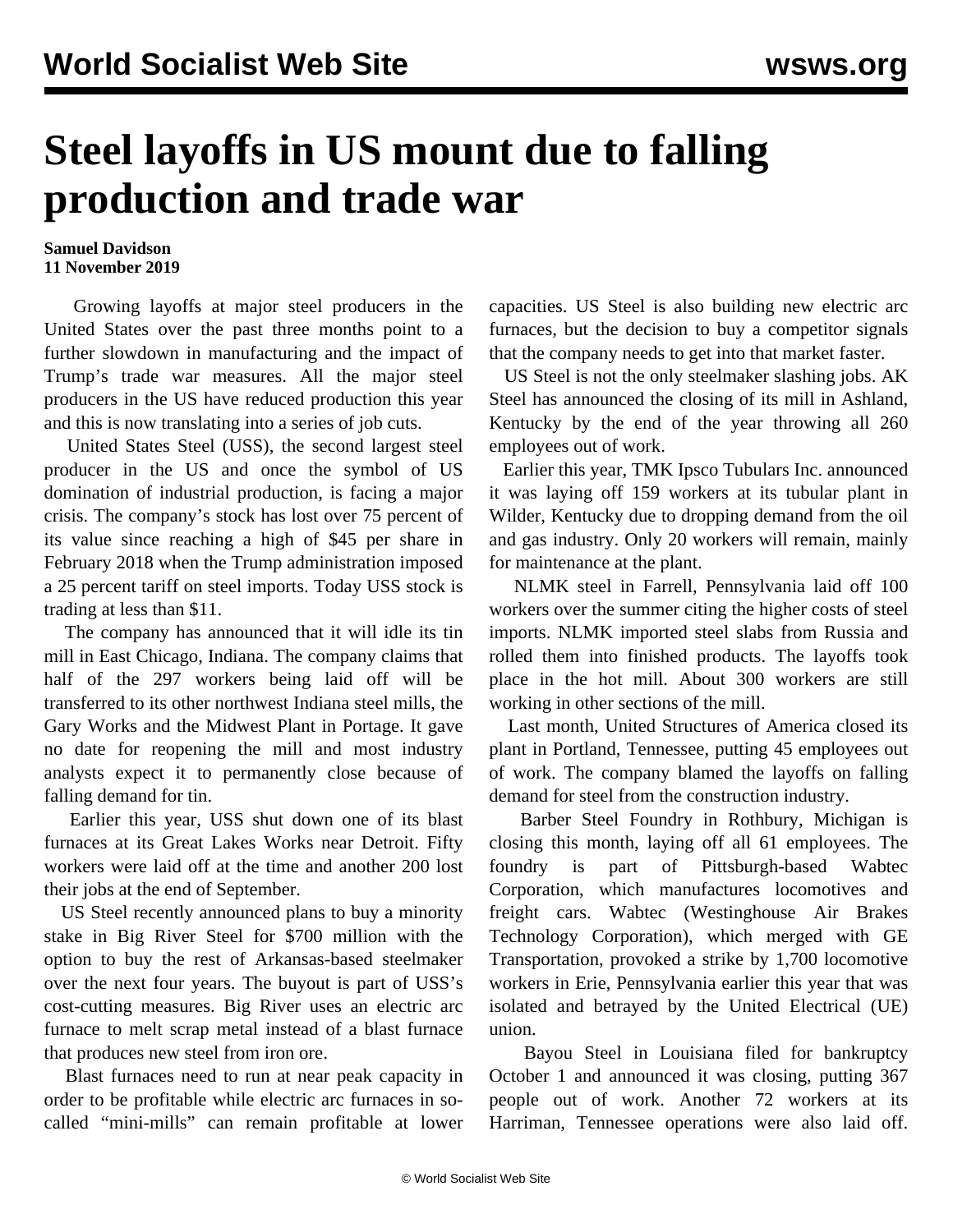# Steel layoffs in US mount due to falling production and trade war

**Samuel Davidson**
**11 November 2019**

Growing layoffs at major steel producers in the United States over the past three months point to a further slowdown in manufacturing and the impact of Trump's trade war measures. All the major steel producers in the US have reduced production this year and this is now translating into a series of job cuts.

United States Steel (USS), the second largest steel producer in the US and once the symbol of US domination of industrial production, is facing a major crisis. The company's stock has lost over 75 percent of its value since reaching a high of $45 per share in February 2018 when the Trump administration imposed a 25 percent tariff on steel imports. Today USS stock is trading at less than $11.

The company has announced that it will idle its tin mill in East Chicago, Indiana. The company claims that half of the 297 workers being laid off will be transferred to its other northwest Indiana steel mills, the Gary Works and the Midwest Plant in Portage. It gave no date for reopening the mill and most industry analysts expect it to permanently close because of falling demand for tin.

Earlier this year, USS shut down one of its blast furnaces at its Great Lakes Works near Detroit. Fifty workers were laid off at the time and another 200 lost their jobs at the end of September.

US Steel recently announced plans to buy a minority stake in Big River Steel for $700 million with the option to buy the rest of Arkansas-based steelmaker over the next four years. The buyout is part of USS's cost-cutting measures. Big River uses an electric arc furnace to melt scrap metal instead of a blast furnace that produces new steel from iron ore.

Blast furnaces need to run at near peak capacity in order to be profitable while electric arc furnaces in so-called "mini-mills" can remain profitable at lower capacities. US Steel is also building new electric arc furnaces, but the decision to buy a competitor signals that the company needs to get into that market faster.

US Steel is not the only steelmaker slashing jobs. AK Steel has announced the closing of its mill in Ashland, Kentucky by the end of the year throwing all 260 employees out of work.

Earlier this year, TMK Ipsco Tubulars Inc. announced it was laying off 159 workers at its tubular plant in Wilder, Kentucky due to dropping demand from the oil and gas industry. Only 20 workers will remain, mainly for maintenance at the plant.

NLMK steel in Farrell, Pennsylvania laid off 100 workers over the summer citing the higher costs of steel imports. NLMK imported steel slabs from Russia and rolled them into finished products. The layoffs took place in the hot mill. About 300 workers are still working in other sections of the mill.

Last month, United Structures of America closed its plant in Portland, Tennessee, putting 45 employees out of work. The company blamed the layoffs on falling demand for steel from the construction industry.

Barber Steel Foundry in Rothbury, Michigan is closing this month, laying off all 61 employees. The foundry is part of Pittsburgh-based Wabtec Corporation, which manufactures locomotives and freight cars. Wabtec (Westinghouse Air Brakes Technology Corporation), which merged with GE Transportation, provoked a strike by 1,700 locomotive workers in Erie, Pennsylvania earlier this year that was isolated and betrayed by the United Electrical (UE) union.

Bayou Steel in Louisiana filed for bankruptcy October 1 and announced it was closing, putting 367 people out of work. Another 72 workers at its Harriman, Tennessee operations were also laid off.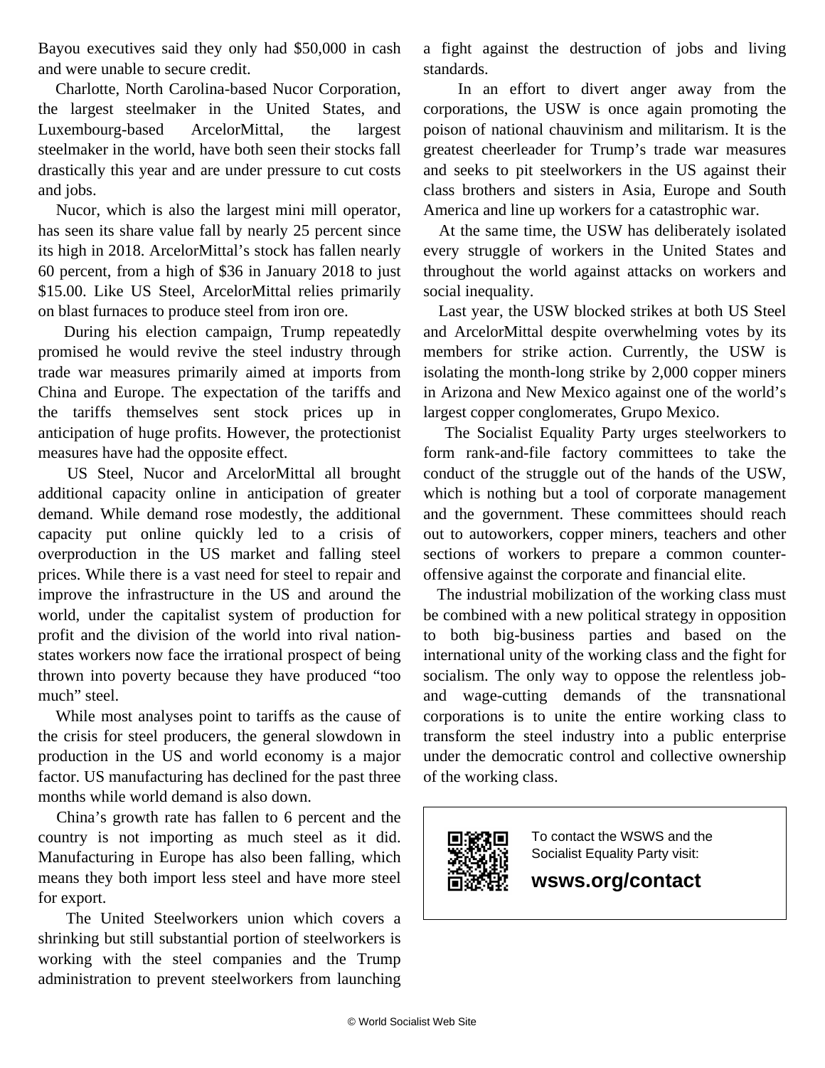Bayou executives said they only had $50,000 in cash and were unable to secure credit.

Charlotte, North Carolina-based Nucor Corporation, the largest steelmaker in the United States, and Luxembourg-based ArcelorMittal, the largest steelmaker in the world, have both seen their stocks fall drastically this year and are under pressure to cut costs and jobs.

Nucor, which is also the largest mini mill operator, has seen its share value fall by nearly 25 percent since its high in 2018. ArcelorMittal's stock has fallen nearly 60 percent, from a high of $36 in January 2018 to just $15.00. Like US Steel, ArcelorMittal relies primarily on blast furnaces to produce steel from iron ore.

During his election campaign, Trump repeatedly promised he would revive the steel industry through trade war measures primarily aimed at imports from China and Europe. The expectation of the tariffs and the tariffs themselves sent stock prices up in anticipation of huge profits. However, the protectionist measures have had the opposite effect.

US Steel, Nucor and ArcelorMittal all brought additional capacity online in anticipation of greater demand. While demand rose modestly, the additional capacity put online quickly led to a crisis of overproduction in the US market and falling steel prices. While there is a vast need for steel to repair and improve the infrastructure in the US and around the world, under the capitalist system of production for profit and the division of the world into rival nation-states workers now face the irrational prospect of being thrown into poverty because they have produced "too much" steel.

While most analyses point to tariffs as the cause of the crisis for steel producers, the general slowdown in production in the US and world economy is a major factor. US manufacturing has declined for the past three months while world demand is also down.

China's growth rate has fallen to 6 percent and the country is not importing as much steel as it did. Manufacturing in Europe has also been falling, which means they both import less steel and have more steel for export.

The United Steelworkers union which covers a shrinking but still substantial portion of steelworkers is working with the steel companies and the Trump administration to prevent steelworkers from launching a fight against the destruction of jobs and living standards.

In an effort to divert anger away from the corporations, the USW is once again promoting the poison of national chauvinism and militarism. It is the greatest cheerleader for Trump's trade war measures and seeks to pit steelworkers in the US against their class brothers and sisters in Asia, Europe and South America and line up workers for a catastrophic war.

At the same time, the USW has deliberately isolated every struggle of workers in the United States and throughout the world against attacks on workers and social inequality.

Last year, the USW blocked strikes at both US Steel and ArcelorMittal despite overwhelming votes by its members for strike action. Currently, the USW is isolating the month-long strike by 2,000 copper miners in Arizona and New Mexico against one of the world's largest copper conglomerates, Grupo Mexico.

The Socialist Equality Party urges steelworkers to form rank-and-file factory committees to take the conduct of the struggle out of the hands of the USW, which is nothing but a tool of corporate management and the government. These committees should reach out to autoworkers, copper miners, teachers and other sections of workers to prepare a common counter-offensive against the corporate and financial elite.

The industrial mobilization of the working class must be combined with a new political strategy in opposition to both big-business parties and based on the international unity of the working class and the fight for socialism. The only way to oppose the relentless job- and wage-cutting demands of the transnational corporations is to unite the entire working class to transform the steel industry into a public enterprise under the democratic control and collective ownership of the working class.

To contact the WSWS and the Socialist Equality Party visit:

**wsws.org/contact**